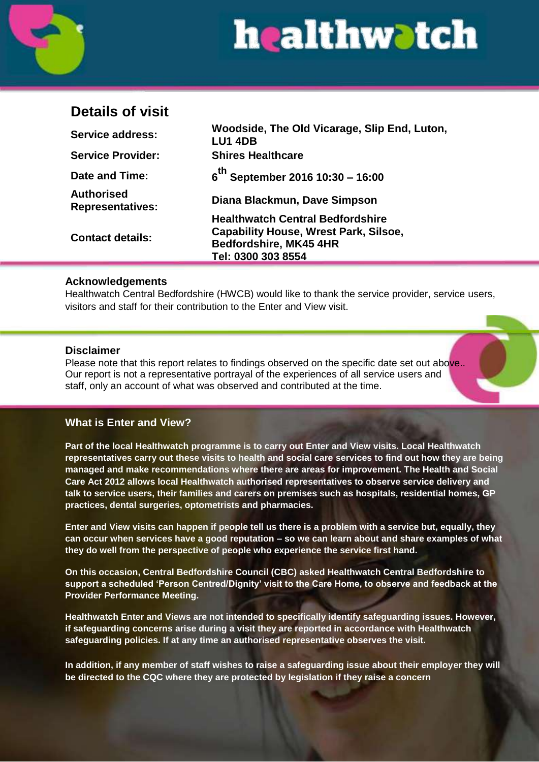# Details of visit

| | |
|---|---|
| **Service address:** | **Woodside, The Old Vicarage, Slip End, Luton, LU1 4DB** |
| **Service Provider:** | **Shires Healthcare** |
| **Date and Time:** | **6th September 2016 10:30 – 16:00** |
| **Authorised Representatives:** | **Diana Blackmun, Dave Simpson** |
| **Contact details:** | **Healthwatch Central Bedfordshire Capability House, Wrest Park, Silsoe, Bedfordshire, MK45 4HR Tel: 0300 303 8554** |

## Acknowledgements

Healthwatch Central Bedfordshire (HWCB) would like to thank the service provider, service users, visitors and staff for their contribution to the Enter and View visit.

## Disclaimer

Please note that this report relates to findings observed on the specific date set out above.. Our report is not a representative portrayal of the experiences of all service users and staff, only an account of what was observed and contributed at the time.

## What is Enter and View?

**Part of the local Healthwatch programme is to carry out Enter and View visits. Local Healthwatch representatives carry out these visits to health and social care services to find out how they are being managed and make recommendations where there are areas for improvement. The Health and Social Care Act 2012 allows local Healthwatch authorised representatives to observe service delivery and talk to service users, their families and carers on premises such as hospitals, residential homes, GP practices, dental surgeries, optometrists and pharmacies.**

**Enter and View visits can happen if people tell us there is a problem with a service but, equally, they can occur when services have a good reputation – so we can learn about and share examples of what they do well from the perspective of people who experience the service first hand.**

**On this occasion, Central Bedfordshire Council (CBC) asked Healthwatch Central Bedfordshire to support a scheduled 'Person Centred/Dignity' visit to the Care Home, to observe and feedback at the Provider Performance Meeting.**

**Healthwatch Enter and Views are not intended to specifically identify safeguarding issues. However, if safeguarding concerns arise during a visit they are reported in accordance with Healthwatch safeguarding policies. If at any time an authorised representative observes the visit.**

**In addition, if any member of staff wishes to raise a safeguarding issue about their employer they will be directed to the CQC where they are protected by legislation if they raise a concern**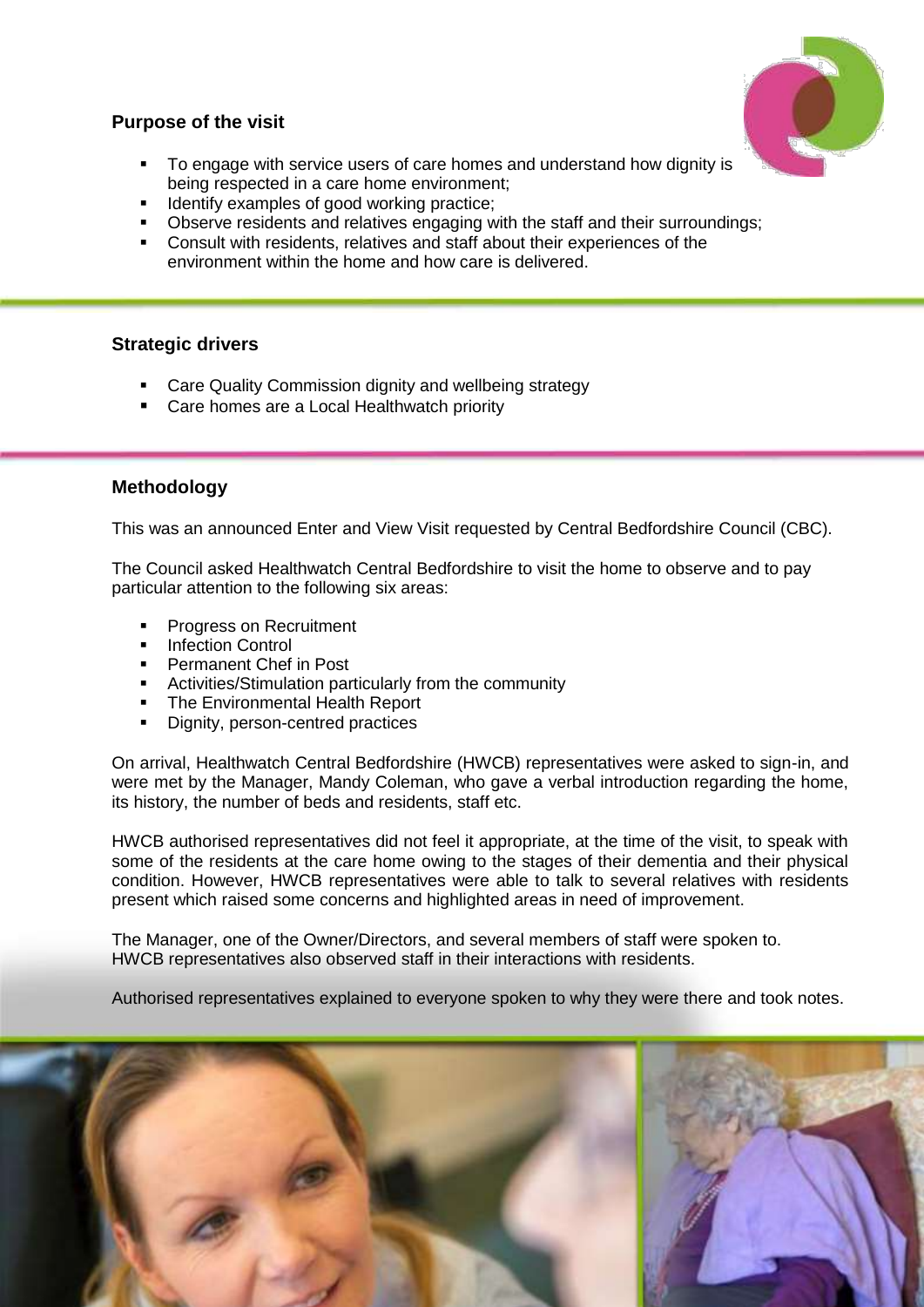### Purpose of the visit

- To engage with service users of care homes and understand how dignity is being respected in a care home environment;
- Identify examples of good working practice;
- Observe residents and relatives engaging with the staff and their surroundings;
- Consult with residents, relatives and staff about their experiences of the environment within the home and how care is delivered.

### Strategic drivers

- Care Quality Commission dignity and wellbeing strategy
- Care homes are a Local Healthwatch priority

### Methodology

This was an announced Enter and View Visit requested by Central Bedfordshire Council (CBC).

The Council asked Healthwatch Central Bedfordshire to visit the home to observe and to pay particular attention to the following six areas:

- Progress on Recruitment
- Infection Control
- Permanent Chef in Post
- Activities/Stimulation particularly from the community
- The Environmental Health Report
- Dignity, person-centred practices

On arrival, Healthwatch Central Bedfordshire (HWCB) representatives were asked to sign-in, and were met by the Manager, Mandy Coleman, who gave a verbal introduction regarding the home, its history, the number of beds and residents, staff etc.

HWCB authorised representatives did not feel it appropriate, at the time of the visit, to speak with some of the residents at the care home owing to the stages of their dementia and their physical condition. However, HWCB representatives were able to talk to several relatives with residents present which raised some concerns and highlighted areas in need of improvement.

The Manager, one of the Owner/Directors, and several members of staff were spoken to. HWCB representatives also observed staff in their interactions with residents.

Authorised representatives explained to everyone spoken to why they were there and took notes.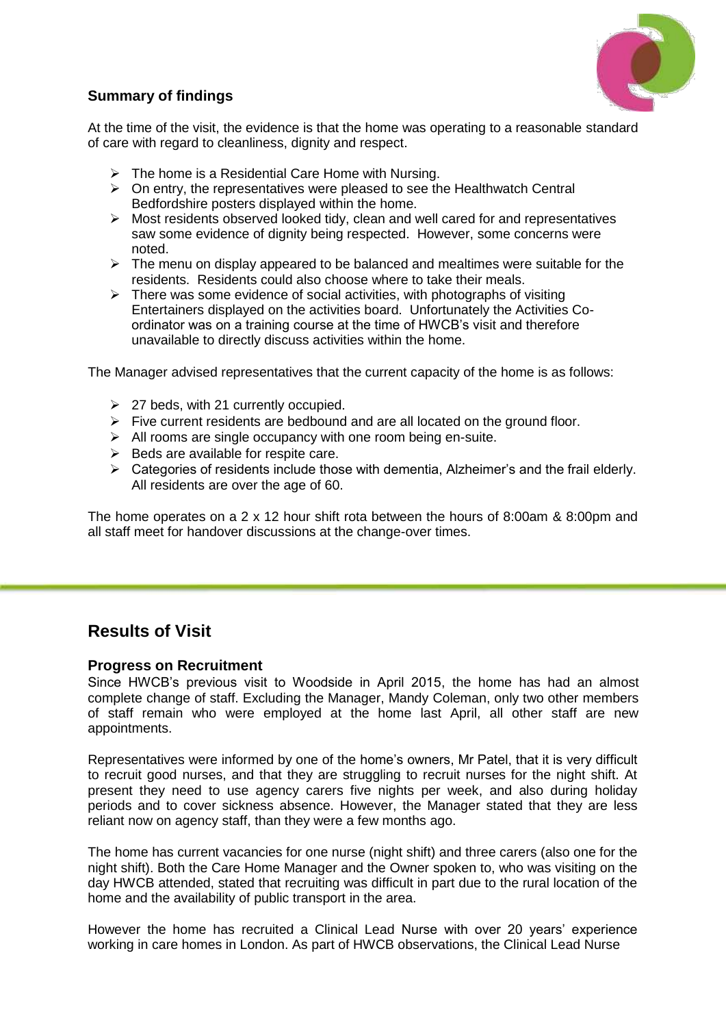### Summary of findings

At the time of the visit, the evidence is that the home was operating to a reasonable standard of care with regard to cleanliness, dignity and respect.

- The home is a Residential Care Home with Nursing.
- On entry, the representatives were pleased to see the Healthwatch Central Bedfordshire posters displayed within the home.
- Most residents observed looked tidy, clean and well cared for and representatives saw some evidence of dignity being respected. However, some concerns were noted.
- The menu on display appeared to be balanced and mealtimes were suitable for the residents. Residents could also choose where to take their meals.
- There was some evidence of social activities, with photographs of visiting Entertainers displayed on the activities board. Unfortunately the Activities Co-ordinator was on a training course at the time of HWCB's visit and therefore unavailable to directly discuss activities within the home.

The Manager advised representatives that the current capacity of the home is as follows:

- 27 beds, with 21 currently occupied.
- Five current residents are bedbound and are all located on the ground floor.
- All rooms are single occupancy with one room being en-suite.
- Beds are available for respite care.
- Categories of residents include those with dementia, Alzheimer's and the frail elderly. All residents are over the age of 60.

The home operates on a 2 x 12 hour shift rota between the hours of 8:00am & 8:00pm and all staff meet for handover discussions at the change-over times.

## Results of Visit

### Progress on Recruitment

Since HWCB's previous visit to Woodside in April 2015, the home has had an almost complete change of staff. Excluding the Manager, Mandy Coleman, only two other members of staff remain who were employed at the home last April, all other staff are new appointments.

Representatives were informed by one of the home's owners, Mr Patel, that it is very difficult to recruit good nurses, and that they are struggling to recruit nurses for the night shift. At present they need to use agency carers five nights per week, and also during holiday periods and to cover sickness absence. However, the Manager stated that they are less reliant now on agency staff, than they were a few months ago.

The home has current vacancies for one nurse (night shift) and three carers (also one for the night shift). Both the Care Home Manager and the Owner spoken to, who was visiting on the day HWCB attended, stated that recruiting was difficult in part due to the rural location of the home and the availability of public transport in the area.

However the home has recruited a Clinical Lead Nurse with over 20 years' experience working in care homes in London. As part of HWCB observations, the Clinical Lead Nurse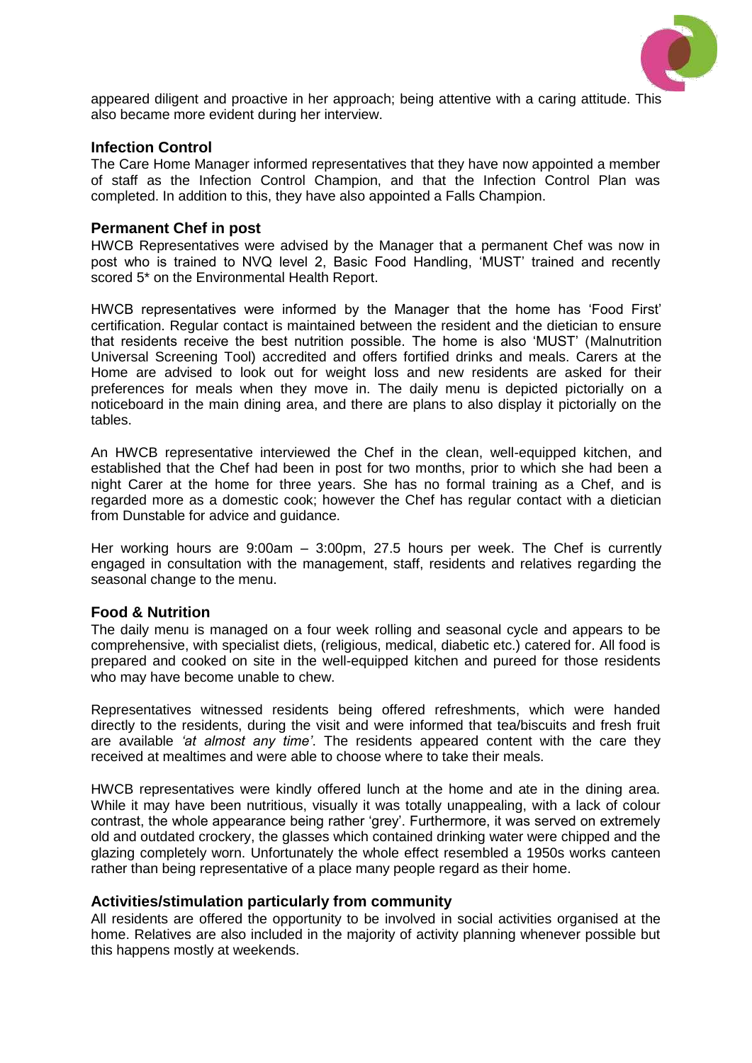appeared diligent and proactive in her approach; being attentive with a caring attitude. This also became more evident during her interview.

### Infection Control

The Care Home Manager informed representatives that they have now appointed a member of staff as the Infection Control Champion, and that the Infection Control Plan was completed. In addition to this, they have also appointed a Falls Champion.

### Permanent Chef in post

HWCB Representatives were advised by the Manager that a permanent Chef was now in post who is trained to NVQ level 2, Basic Food Handling, 'MUST' trained and recently scored 5* on the Environmental Health Report.

HWCB representatives were informed by the Manager that the home has 'Food First' certification. Regular contact is maintained between the resident and the dietician to ensure that residents receive the best nutrition possible. The home is also 'MUST' (Malnutrition Universal Screening Tool) accredited and offers fortified drinks and meals. Carers at the Home are advised to look out for weight loss and new residents are asked for their preferences for meals when they move in. The daily menu is depicted pictorially on a noticeboard in the main dining area, and there are plans to also display it pictorially on the tables.

An HWCB representative interviewed the Chef in the clean, well-equipped kitchen, and established that the Chef had been in post for two months, prior to which she had been a night Carer at the home for three years. She has no formal training as a Chef, and is regarded more as a domestic cook; however the Chef has regular contact with a dietician from Dunstable for advice and guidance.

Her working hours are 9:00am – 3:00pm, 27.5 hours per week. The Chef is currently engaged in consultation with the management, staff, residents and relatives regarding the seasonal change to the menu.

### Food & Nutrition

The daily menu is managed on a four week rolling and seasonal cycle and appears to be comprehensive, with specialist diets, (religious, medical, diabetic etc.) catered for. All food is prepared and cooked on site in the well-equipped kitchen and pureed for those residents who may have become unable to chew.

Representatives witnessed residents being offered refreshments, which were handed directly to the residents, during the visit and were informed that tea/biscuits and fresh fruit are available *'at almost any time'*. The residents appeared content with the care they received at mealtimes and were able to choose where to take their meals.

HWCB representatives were kindly offered lunch at the home and ate in the dining area. While it may have been nutritious, visually it was totally unappealing, with a lack of colour contrast, the whole appearance being rather 'grey'. Furthermore, it was served on extremely old and outdated crockery, the glasses which contained drinking water were chipped and the glazing completely worn. Unfortunately the whole effect resembled a 1950s works canteen rather than being representative of a place many people regard as their home.

### Activities/stimulation particularly from community

All residents are offered the opportunity to be involved in social activities organised at the home. Relatives are also included in the majority of activity planning whenever possible but this happens mostly at weekends.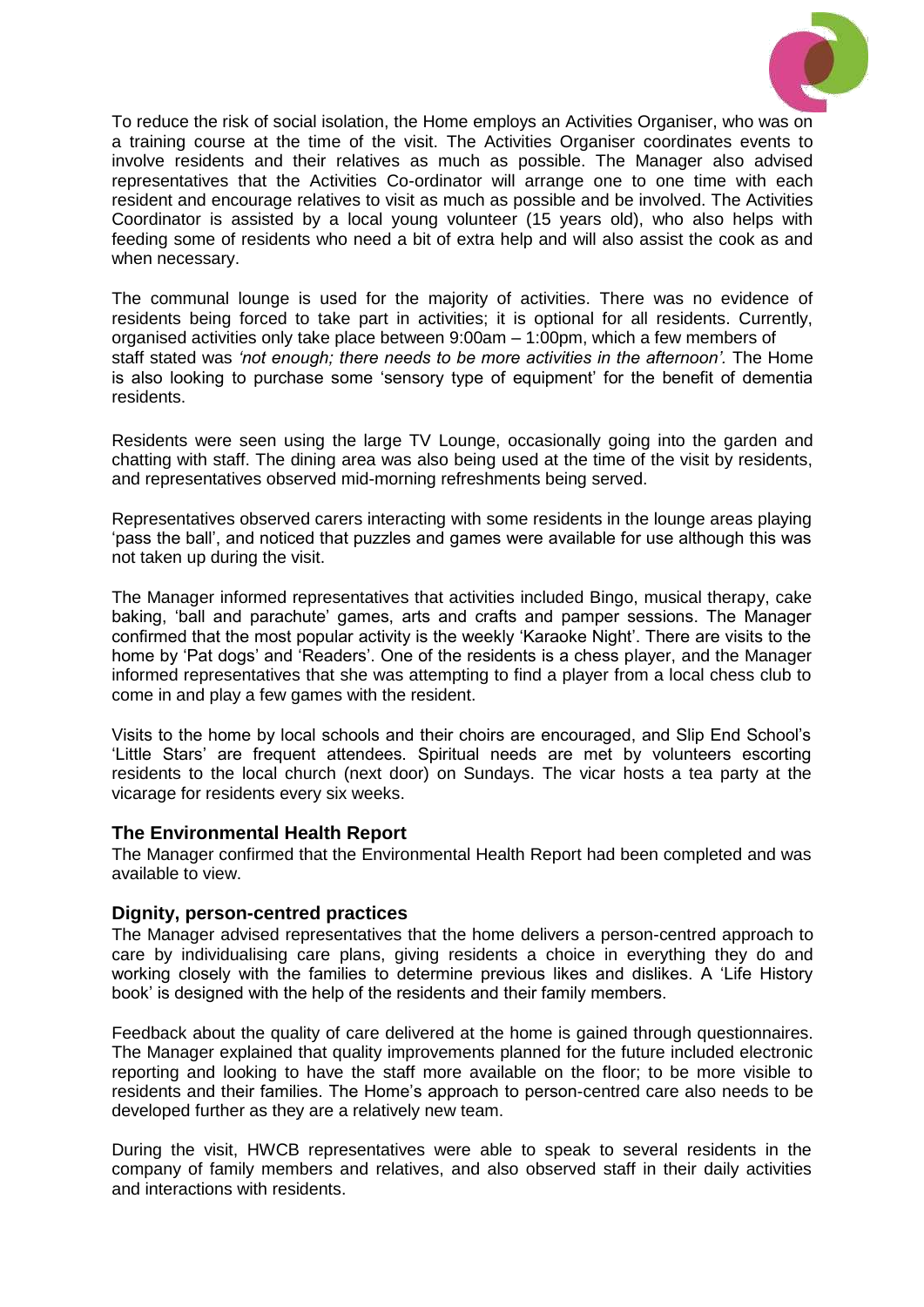To reduce the risk of social isolation, the Home employs an Activities Organiser, who was on a training course at the time of the visit. The Activities Organiser coordinates events to involve residents and their relatives as much as possible. The Manager also advised representatives that the Activities Co-ordinator will arrange one to one time with each resident and encourage relatives to visit as much as possible and be involved. The Activities Coordinator is assisted by a local young volunteer (15 years old), who also helps with feeding some of residents who need a bit of extra help and will also assist the cook as and when necessary.

The communal lounge is used for the majority of activities. There was no evidence of residents being forced to take part in activities; it is optional for all residents. Currently, organised activities only take place between 9:00am – 1:00pm, which a few members of staff stated was *'not enough; there needs to be more activities in the afternoon'.* The Home is also looking to purchase some 'sensory type of equipment' for the benefit of dementia residents.

Residents were seen using the large TV Lounge, occasionally going into the garden and chatting with staff. The dining area was also being used at the time of the visit by residents, and representatives observed mid-morning refreshments being served.

Representatives observed carers interacting with some residents in the lounge areas playing 'pass the ball', and noticed that puzzles and games were available for use although this was not taken up during the visit.

The Manager informed representatives that activities included Bingo, musical therapy, cake baking, 'ball and parachute' games, arts and crafts and pamper sessions. The Manager confirmed that the most popular activity is the weekly 'Karaoke Night'. There are visits to the home by 'Pat dogs' and 'Readers'. One of the residents is a chess player, and the Manager informed representatives that she was attempting to find a player from a local chess club to come in and play a few games with the resident.

Visits to the home by local schools and their choirs are encouraged, and Slip End School's 'Little Stars' are frequent attendees. Spiritual needs are met by volunteers escorting residents to the local church (next door) on Sundays. The vicar hosts a tea party at the vicarage for residents every six weeks.

### The Environmental Health Report

The Manager confirmed that the Environmental Health Report had been completed and was available to view.

### Dignity, person-centred practices

The Manager advised representatives that the home delivers a person-centred approach to care by individualising care plans, giving residents a choice in everything they do and working closely with the families to determine previous likes and dislikes. A 'Life History book' is designed with the help of the residents and their family members.

Feedback about the quality of care delivered at the home is gained through questionnaires. The Manager explained that quality improvements planned for the future included electronic reporting and looking to have the staff more available on the floor; to be more visible to residents and their families. The Home's approach to person-centred care also needs to be developed further as they are a relatively new team.

During the visit, HWCB representatives were able to speak to several residents in the company of family members and relatives, and also observed staff in their daily activities and interactions with residents.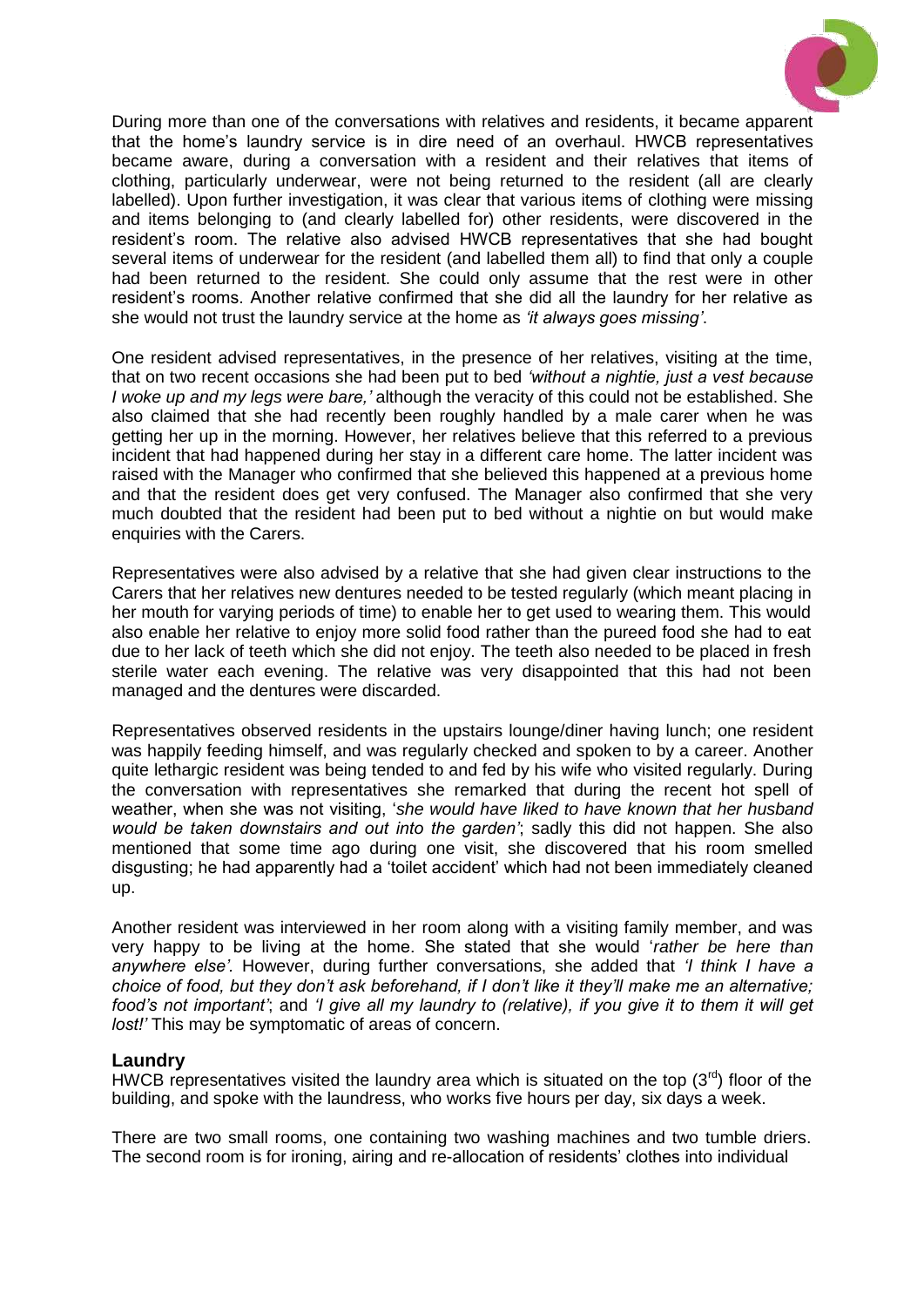During more than one of the conversations with relatives and residents, it became apparent that the home's laundry service is in dire need of an overhaul. HWCB representatives became aware, during a conversation with a resident and their relatives that items of clothing, particularly underwear, were not being returned to the resident (all are clearly labelled). Upon further investigation, it was clear that various items of clothing were missing and items belonging to (and clearly labelled for) other residents, were discovered in the resident's room. The relative also advised HWCB representatives that she had bought several items of underwear for the resident (and labelled them all) to find that only a couple had been returned to the resident. She could only assume that the rest were in other resident's rooms. Another relative confirmed that she did all the laundry for her relative as she would not trust the laundry service at the home as *'it always goes missing'*.

One resident advised representatives, in the presence of her relatives, visiting at the time, that on two recent occasions she had been put to bed *'without a nightie, just a vest because I woke up and my legs were bare,'* although the veracity of this could not be established. She also claimed that she had recently been roughly handled by a male carer when he was getting her up in the morning. However, her relatives believe that this referred to a previous incident that had happened during her stay in a different care home. The latter incident was raised with the Manager who confirmed that she believed this happened at a previous home and that the resident does get very confused. The Manager also confirmed that she very much doubted that the resident had been put to bed without a nightie on but would make enquiries with the Carers.

Representatives were also advised by a relative that she had given clear instructions to the Carers that her relatives new dentures needed to be tested regularly (which meant placing in her mouth for varying periods of time) to enable her to get used to wearing them. This would also enable her relative to enjoy more solid food rather than the pureed food she had to eat due to her lack of teeth which she did not enjoy. The teeth also needed to be placed in fresh sterile water each evening. The relative was very disappointed that this had not been managed and the dentures were discarded.

Representatives observed residents in the upstairs lounge/diner having lunch; one resident was happily feeding himself, and was regularly checked and spoken to by a career. Another quite lethargic resident was being tended to and fed by his wife who visited regularly. During the conversation with representatives she remarked that during the recent hot spell of weather, when she was not visiting, '*she would have liked to have known that her husband would be taken downstairs and out into the garden'*; sadly this did not happen. She also mentioned that some time ago during one visit, she discovered that his room smelled disgusting; he had apparently had a 'toilet accident' which had not been immediately cleaned up.

Another resident was interviewed in her room along with a visiting family member, and was very happy to be living at the home. She stated that she would '*rather be here than anywhere else'.* However, during further conversations, she added that *'I think I have a choice of food, but they don't ask beforehand, if I don't like it they'll make me an alternative; food's not important'*; and *'I give all my laundry to (relative), if you give it to them it will get lost!'* This may be symptomatic of areas of concern.

## Laundry

HWCB representatives visited the laundry area which is situated on the top (3rd) floor of the building, and spoke with the laundress, who works five hours per day, six days a week.

There are two small rooms, one containing two washing machines and two tumble driers. The second room is for ironing, airing and re-allocation of residents' clothes into individual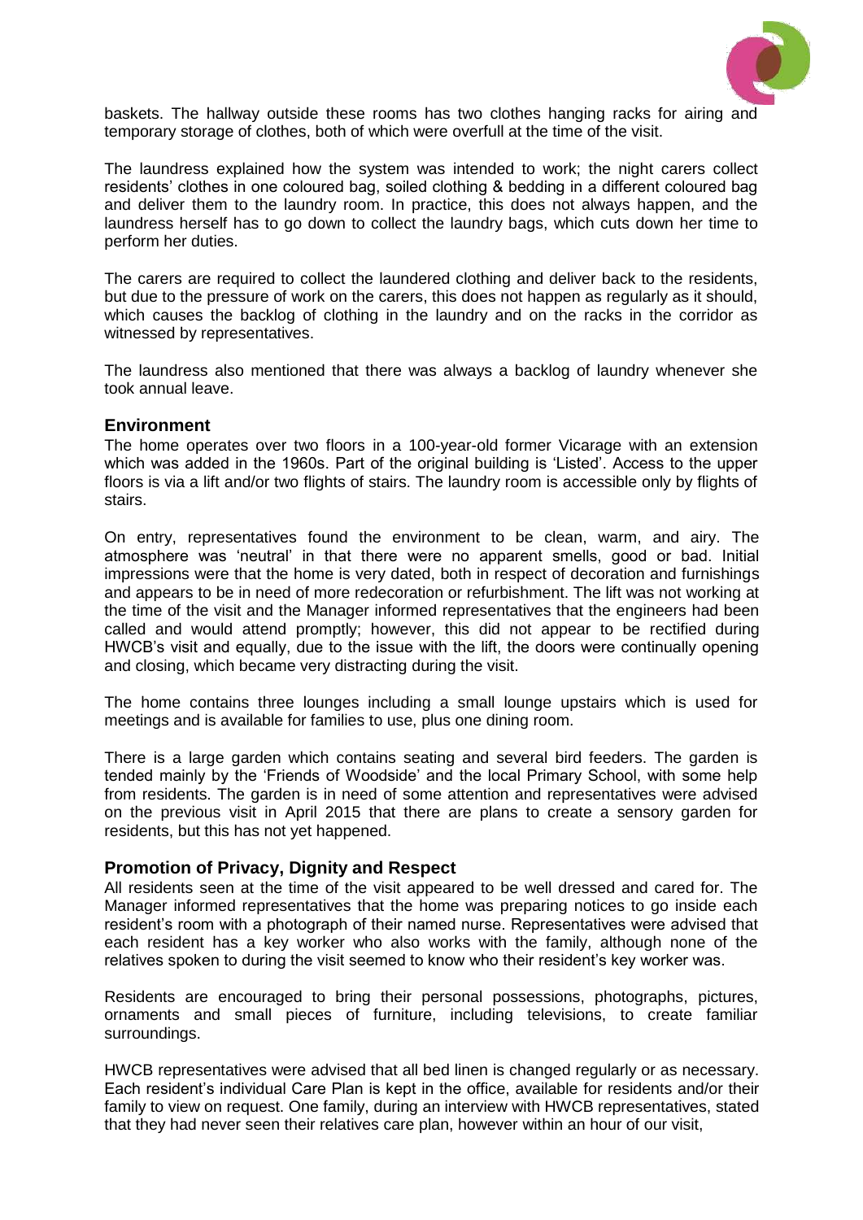baskets. The hallway outside these rooms has two clothes hanging racks for airing and temporary storage of clothes, both of which were overfull at the time of the visit.

The laundress explained how the system was intended to work; the night carers collect residents' clothes in one coloured bag, soiled clothing & bedding in a different coloured bag and deliver them to the laundry room. In practice, this does not always happen, and the laundress herself has to go down to collect the laundry bags, which cuts down her time to perform her duties.

The carers are required to collect the laundered clothing and deliver back to the residents, but due to the pressure of work on the carers, this does not happen as regularly as it should, which causes the backlog of clothing in the laundry and on the racks in the corridor as witnessed by representatives.

The laundress also mentioned that there was always a backlog of laundry whenever she took annual leave.

## Environment

The home operates over two floors in a 100-year-old former Vicarage with an extension which was added in the 1960s. Part of the original building is 'Listed'. Access to the upper floors is via a lift and/or two flights of stairs. The laundry room is accessible only by flights of stairs.

On entry, representatives found the environment to be clean, warm, and airy. The atmosphere was 'neutral' in that there were no apparent smells, good or bad. Initial impressions were that the home is very dated, both in respect of decoration and furnishings and appears to be in need of more redecoration or refurbishment. The lift was not working at the time of the visit and the Manager informed representatives that the engineers had been called and would attend promptly; however, this did not appear to be rectified during HWCB's visit and equally, due to the issue with the lift, the doors were continually opening and closing, which became very distracting during the visit.

The home contains three lounges including a small lounge upstairs which is used for meetings and is available for families to use, plus one dining room.

There is a large garden which contains seating and several bird feeders. The garden is tended mainly by the 'Friends of Woodside' and the local Primary School, with some help from residents. The garden is in need of some attention and representatives were advised on the previous visit in April 2015 that there are plans to create a sensory garden for residents, but this has not yet happened.

## Promotion of Privacy, Dignity and Respect

All residents seen at the time of the visit appeared to be well dressed and cared for. The Manager informed representatives that the home was preparing notices to go inside each resident's room with a photograph of their named nurse. Representatives were advised that each resident has a key worker who also works with the family, although none of the relatives spoken to during the visit seemed to know who their resident's key worker was.

Residents are encouraged to bring their personal possessions, photographs, pictures, ornaments and small pieces of furniture, including televisions, to create familiar surroundings.

HWCB representatives were advised that all bed linen is changed regularly or as necessary. Each resident's individual Care Plan is kept in the office, available for residents and/or their family to view on request. One family, during an interview with HWCB representatives, stated that they had never seen their relatives care plan, however within an hour of our visit,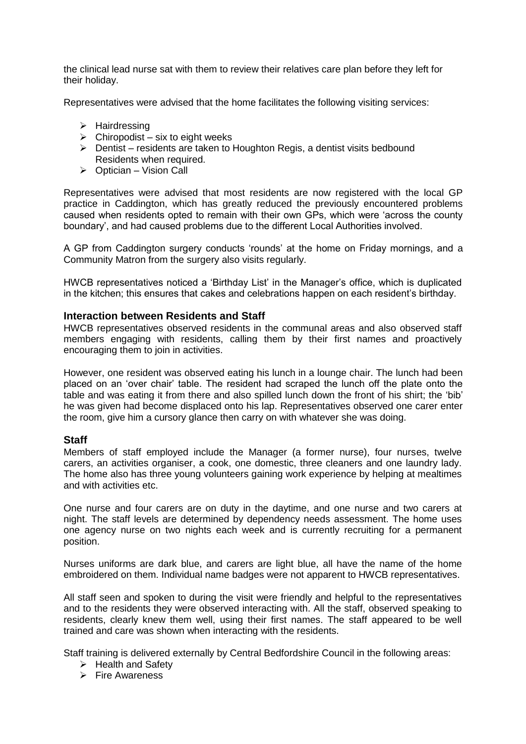the clinical lead nurse sat with them to review their relatives care plan before they left for their holiday.

Representatives were advised that the home facilitates the following visiting services:

- Hairdressing
- Chiropodist – six to eight weeks
- Dentist – residents are taken to Houghton Regis, a dentist visits bedbound Residents when required.
- Optician – Vision Call

Representatives were advised that most residents are now registered with the local GP practice in Caddington, which has greatly reduced the previously encountered problems caused when residents opted to remain with their own GPs, which were 'across the county boundary', and had caused problems due to the different Local Authorities involved.

A GP from Caddington surgery conducts 'rounds' at the home on Friday mornings, and a Community Matron from the surgery also visits regularly.

HWCB representatives noticed a 'Birthday List' in the Manager's office, which is duplicated in the kitchen; this ensures that cakes and celebrations happen on each resident's birthday.

## Interaction between Residents and Staff

HWCB representatives observed residents in the communal areas and also observed staff members engaging with residents, calling them by their first names and proactively encouraging them to join in activities.

However, one resident was observed eating his lunch in a lounge chair. The lunch had been placed on an 'over chair' table. The resident had scraped the lunch off the plate onto the table and was eating it from there and also spilled lunch down the front of his shirt; the 'bib' he was given had become displaced onto his lap. Representatives observed one carer enter the room, give him a cursory glance then carry on with whatever she was doing.

## Staff

Members of staff employed include the Manager (a former nurse), four nurses, twelve carers, an activities organiser, a cook, one domestic, three cleaners and one laundry lady. The home also has three young volunteers gaining work experience by helping at mealtimes and with activities etc.

One nurse and four carers are on duty in the daytime, and one nurse and two carers at night. The staff levels are determined by dependency needs assessment. The home uses one agency nurse on two nights each week and is currently recruiting for a permanent position.

Nurses uniforms are dark blue, and carers are light blue, all have the name of the home embroidered on them. Individual name badges were not apparent to HWCB representatives.

All staff seen and spoken to during the visit were friendly and helpful to the representatives and to the residents they were observed interacting with. All the staff, observed speaking to residents, clearly knew them well, using their first names. The staff appeared to be well trained and care was shown when interacting with the residents.

Staff training is delivered externally by Central Bedfordshire Council in the following areas:

- Health and Safety
- Fire Awareness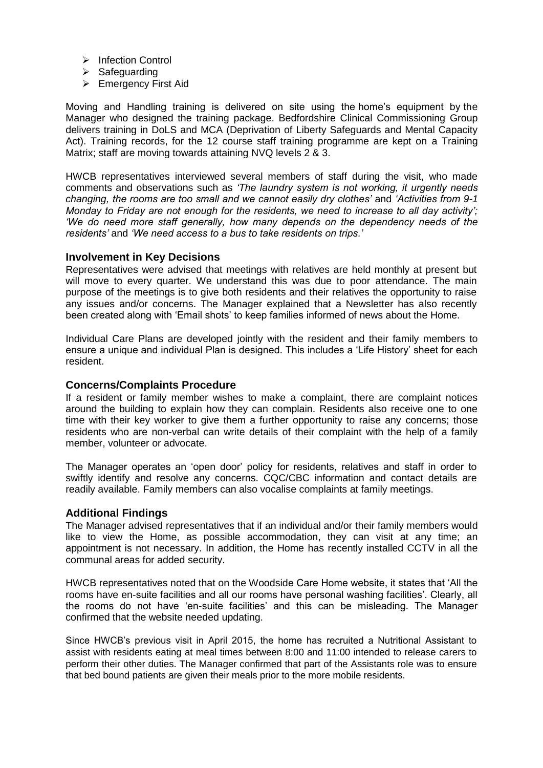- Infection Control
- Safeguarding
- Emergency First Aid

Moving and Handling training is delivered on site using the home's equipment by the Manager who designed the training package. Bedfordshire Clinical Commissioning Group delivers training in DoLS and MCA (Deprivation of Liberty Safeguards and Mental Capacity Act). Training records, for the 12 course staff training programme are kept on a Training Matrix; staff are moving towards attaining NVQ levels 2 & 3.

HWCB representatives interviewed several members of staff during the visit, who made comments and observations such as *'The laundry system is not working, it urgently needs changing, the rooms are too small and we cannot easily dry clothes'* and *'Activities from 9-1 Monday to Friday are not enough for the residents, we need to increase to all day activity'; 'We do need more staff generally, how many depends on the dependency needs of the residents'* and *'We need access to a bus to take residents on trips.'*

### Involvement in Key Decisions

Representatives were advised that meetings with relatives are held monthly at present but will move to every quarter. We understand this was due to poor attendance. The main purpose of the meetings is to give both residents and their relatives the opportunity to raise any issues and/or concerns. The Manager explained that a Newsletter has also recently been created along with 'Email shots' to keep families informed of news about the Home.

Individual Care Plans are developed jointly with the resident and their family members to ensure a unique and individual Plan is designed. This includes a 'Life History' sheet for each resident.

### Concerns/Complaints Procedure

If a resident or family member wishes to make a complaint, there are complaint notices around the building to explain how they can complain. Residents also receive one to one time with their key worker to give them a further opportunity to raise any concerns; those residents who are non-verbal can write details of their complaint with the help of a family member, volunteer or advocate.

The Manager operates an 'open door' policy for residents, relatives and staff in order to swiftly identify and resolve any concerns. CQC/CBC information and contact details are readily available. Family members can also vocalise complaints at family meetings.

### Additional Findings

The Manager advised representatives that if an individual and/or their family members would like to view the Home, as possible accommodation, they can visit at any time; an appointment is not necessary. In addition, the Home has recently installed CCTV in all the communal areas for added security.

HWCB representatives noted that on the Woodside Care Home website, it states that 'All the rooms have en-suite facilities and all our rooms have personal washing facilities'. Clearly, all the rooms do not have 'en-suite facilities' and this can be misleading. The Manager confirmed that the website needed updating.

Since HWCB's previous visit in April 2015, the home has recruited a Nutritional Assistant to assist with residents eating at meal times between 8:00 and 11:00 intended to release carers to perform their other duties. The Manager confirmed that part of the Assistants role was to ensure that bed bound patients are given their meals prior to the more mobile residents.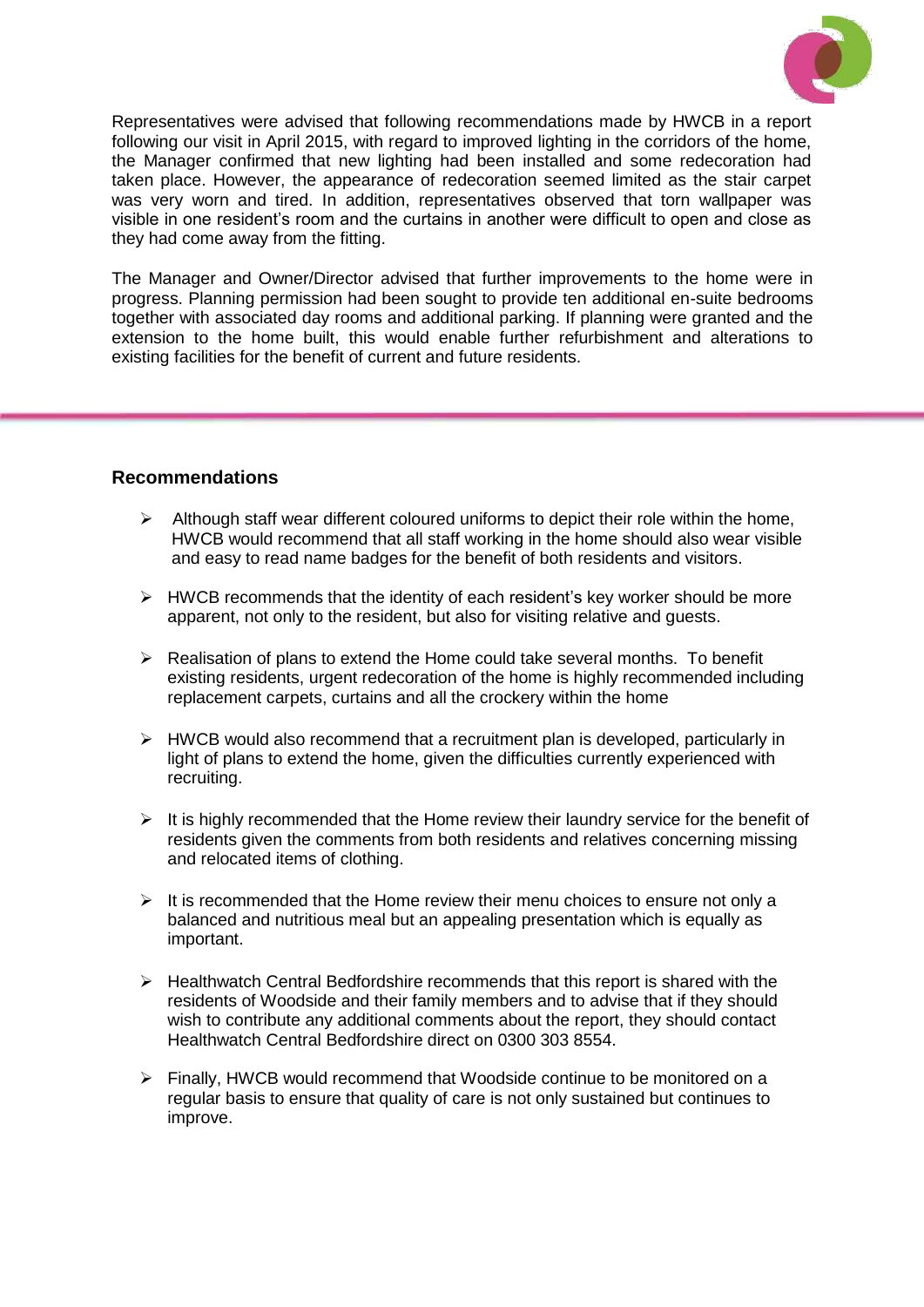Representatives were advised that following recommendations made by HWCB in a report following our visit in April 2015, with regard to improved lighting in the corridors of the home, the Manager confirmed that new lighting had been installed and some redecoration had taken place. However, the appearance of redecoration seemed limited as the stair carpet was very worn and tired. In addition, representatives observed that torn wallpaper was visible in one resident's room and the curtains in another were difficult to open and close as they had come away from the fitting.

The Manager and Owner/Director advised that further improvements to the home were in progress. Planning permission had been sought to provide ten additional en-suite bedrooms together with associated day rooms and additional parking. If planning were granted and the extension to the home built, this would enable further refurbishment and alterations to existing facilities for the benefit of current and future residents.

---

**Recommendations**

- Although staff wear different coloured uniforms to depict their role within the home, HWCB would recommend that all staff working in the home should also wear visible and easy to read name badges for the benefit of both residents and visitors.
- HWCB recommends that the identity of each resident's key worker should be more apparent, not only to the resident, but also for visiting relative and guests.
- Realisation of plans to extend the Home could take several months. To benefit existing residents, urgent redecoration of the home is highly recommended including replacement carpets, curtains and all the crockery within the home
- HWCB would also recommend that a recruitment plan is developed, particularly in light of plans to extend the home, given the difficulties currently experienced with recruiting.
- It is highly recommended that the Home review their laundry service for the benefit of residents given the comments from both residents and relatives concerning missing and relocated items of clothing.
- It is recommended that the Home review their menu choices to ensure not only a balanced and nutritious meal but an appealing presentation which is equally as important.
- Healthwatch Central Bedfordshire recommends that this report is shared with the residents of Woodside and their family members and to advise that if they should wish to contribute any additional comments about the report, they should contact Healthwatch Central Bedfordshire direct on 0300 303 8554.
- Finally, HWCB would recommend that Woodside continue to be monitored on a regular basis to ensure that quality of care is not only sustained but continues to improve.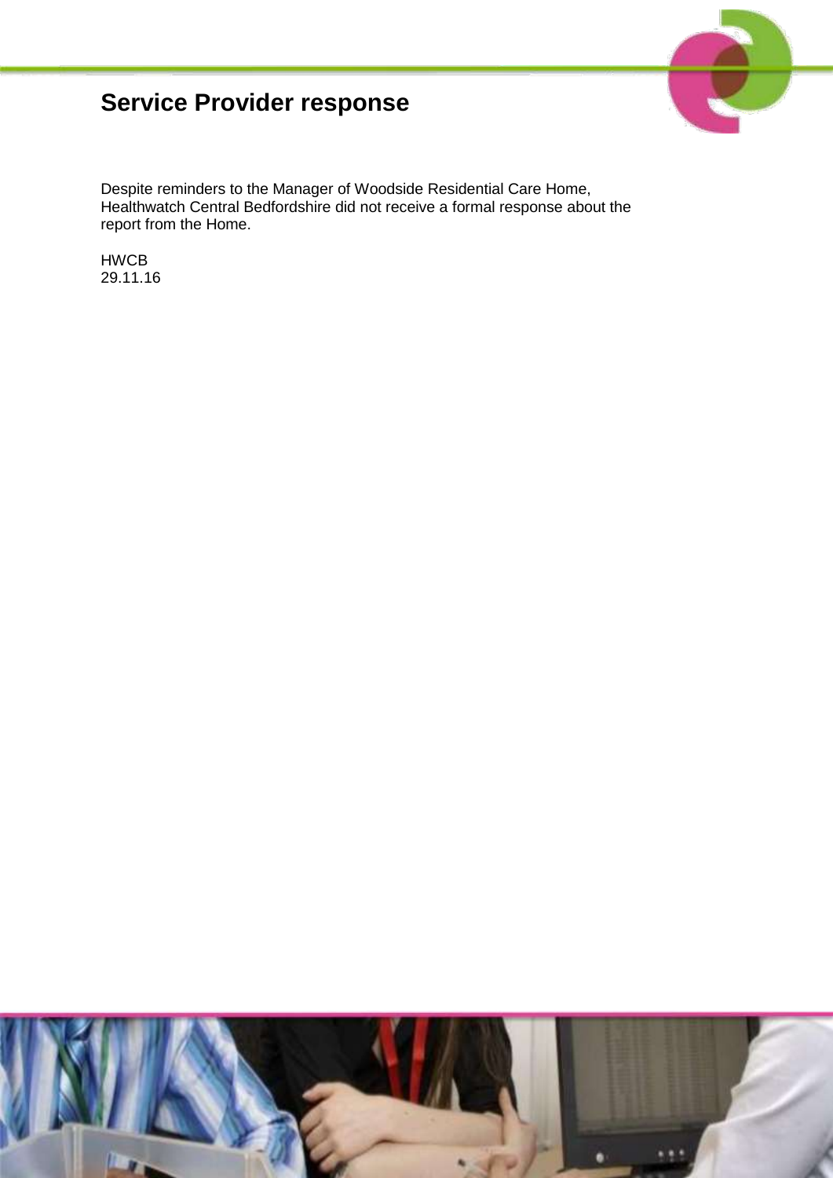# Service Provider response

Despite reminders to the Manager of Woodside Residential Care Home, Healthwatch Central Bedfordshire did not receive a formal response about the report from the Home.

HWCB
29.11.16